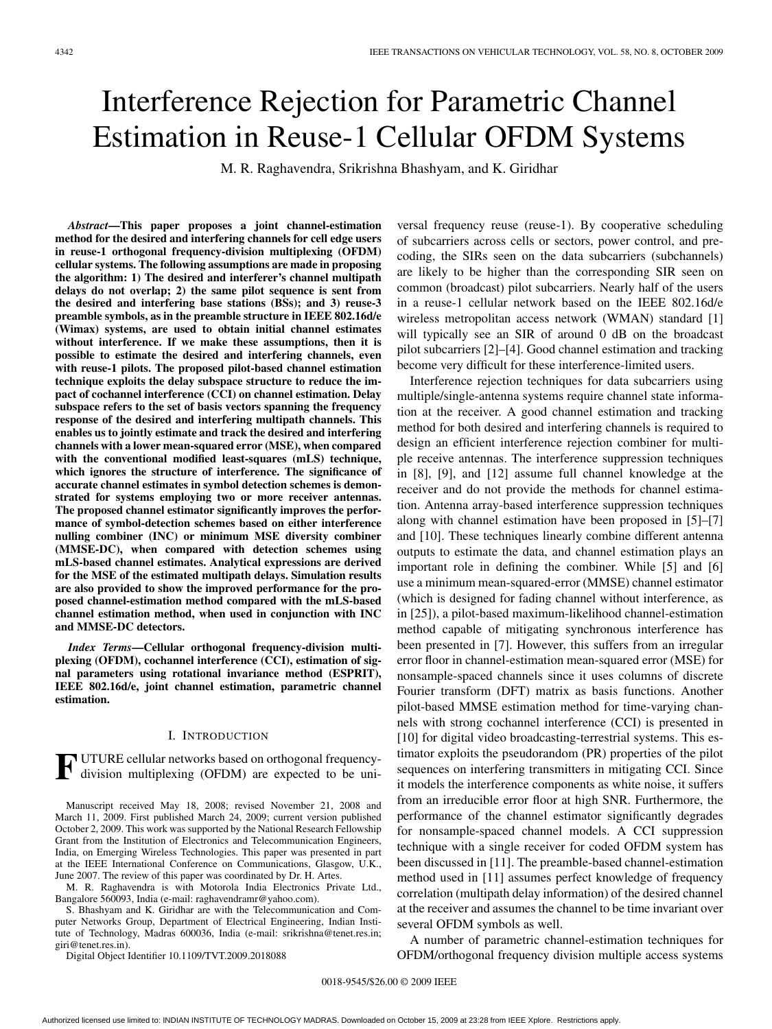# Interference Rejection for Parametric Channel Estimation in Reuse-1 Cellular OFDM Systems

M. R. Raghavendra, Srikrishna Bhashyam, and K. Giridhar

***Abstract*—This paper proposes a joint channel-estimation method for the desired and interfering channels for cell edge users in reuse-1 orthogonal frequency-division multiplexing (OFDM) cellular systems. The following assumptions are made in proposing the algorithm: 1) The desired and interferer's channel multipath delays do not overlap; 2) the same pilot sequence is sent from the desired and interfering base stations (BSs); and 3) reuse-3 preamble symbols, as in the preamble structure in IEEE 802.16d/e (Wimax) systems, are used to obtain initial channel estimates without interference. If we make these assumptions, then it is possible to estimate the desired and interfering channels, even with reuse-1 pilots. The proposed pilot-based channel estimation technique exploits the delay subspace structure to reduce the impact of cochannel interference (CCI) on channel estimation. Delay subspace refers to the set of basis vectors spanning the frequency response of the desired and interfering multipath channels. This enables us to jointly estimate and track the desired and interfering channels with a lower mean-squared error (MSE), when compared with the conventional modified least-squares (mLS) technique, which ignores the structure of interference. The significance of accurate channel estimates in symbol detection schemes is demonstrated for systems employing two or more receiver antennas. The proposed channel estimator significantly improves the performance of symbol-detection schemes based on either interference nulling combiner (INC) or minimum MSE diversity combiner (MMSE-DC), when compared with detection schemes using mLS-based channel estimates. Analytical expressions are derived for the MSE of the estimated multipath delays. Simulation results are also provided to show the improved performance for the proposed channel-estimation method compared with the mLS-based channel estimation method, when used in conjunction with INC and MMSE-DC detectors.**

***Index Terms*—Cellular orthogonal frequency-division multiplexing (OFDM), cochannel interference (CCI), estimation of signal parameters using rotational invariance method (ESPRIT), IEEE 802.16d/e, joint channel estimation, parametric channel estimation.**

## I. Introduction

FUTURE cellular networks based on orthogonal frequency-division multiplexing (OFDM) are expected to be universal frequency reuse (reuse-1). By cooperative scheduling of subcarriers across cells or sectors, power control, and precoding, the SIRs seen on the data subcarriers (subchannels) are likely to be higher than the corresponding SIR seen on common (broadcast) pilot subcarriers. Nearly half of the users in a reuse-1 cellular network based on the IEEE 802.16d/e wireless metropolitan access network (WMAN) standard [1] will typically see an SIR of around 0 dB on the broadcast pilot subcarriers [2]–[4]. Good channel estimation and tracking become very difficult for these interference-limited users.

Interference rejection techniques for data subcarriers using multiple/single-antenna systems require channel state information at the receiver. A good channel estimation and tracking method for both desired and interfering channels is required to design an efficient interference rejection combiner for multiple receive antennas. The interference suppression techniques in [8], [9], and [12] assume full channel knowledge at the receiver and do not provide the methods for channel estimation. Antenna array-based interference suppression techniques along with channel estimation have been proposed in [5]–[7] and [10]. These techniques linearly combine different antenna outputs to estimate the data, and channel estimation plays an important role in defining the combiner. While [5] and [6] use a minimum mean-squared-error (MMSE) channel estimator (which is designed for fading channel without interference, as in [25]), a pilot-based maximum-likelihood channel-estimation method capable of mitigating synchronous interference has been presented in [7]. However, this suffers from an irregular error floor in channel-estimation mean-squared error (MSE) for nonsample-spaced channels since it uses columns of discrete Fourier transform (DFT) matrix as basis functions. Another pilot-based MMSE estimation method for time-varying channels with strong cochannel interference (CCI) is presented in [10] for digital video broadcasting-terrestrial systems. This estimator exploits the pseudorandom (PR) properties of the pilot sequences on interfering transmitters in mitigating CCI. Since it models the interference components as white noise, it suffers from an irreducible error floor at high SNR. Furthermore, the performance of the channel estimator significantly degrades for nonsample-spaced channel models. A CCI suppression technique with a single receiver for coded OFDM system has been discussed in [11]. The preamble-based channel-estimation method used in [11] assumes perfect knowledge of frequency correlation (multipath delay information) of the desired channel at the receiver and assumes the channel to be time invariant over several OFDM symbols as well.

A number of parametric channel-estimation techniques for OFDM/orthogonal frequency division multiple access systems

Manuscript received May 18, 2008; revised November 21, 2008 and March 11, 2009. First published March 24, 2009; current version published October 2, 2009. This work was supported by the National Research Fellowship Grant from the Institution of Electronics and Telecommunication Engineers, India, on Emerging Wireless Technologies. This paper was presented in part at the IEEE International Conference on Communications, Glasgow, U.K., June 2007. The review of this paper was coordinated by Dr. H. Artes.

M. R. Raghavendra is with Motorola India Electronics Private Ltd., Bangalore 560093, India (e-mail: raghavendramr@yahoo.com).

S. Bhashyam and K. Giridhar are with the Telecommunication and Computer Networks Group, Department of Electrical Engineering, Indian Institute of Technology, Madras 600036, India (e-mail: srikrishna@tenet.res.in; giri@tenet.res.in).

Digital Object Identifier 10.1109/TVT.2009.2018088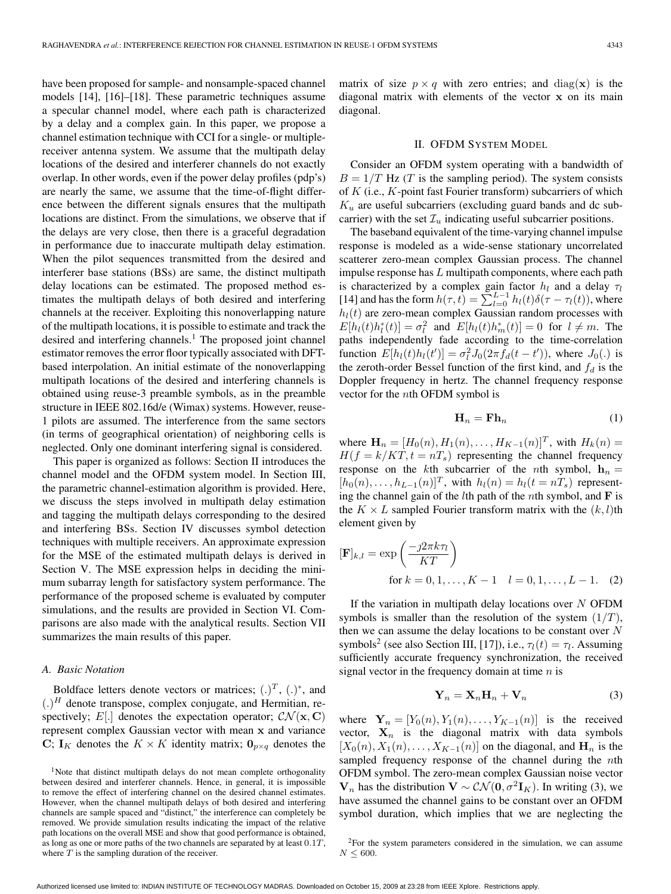have been proposed for sample- and nonsample-spaced channel models [14], [16]–[18]. These parametric techniques assume a specular channel model, where each path is characterized by a delay and a complex gain. In this paper, we propose a channel estimation technique with CCI for a single- or multiple-receiver antenna system. We assume that the multipath delay locations of the desired and interferer channels do not exactly overlap. In other words, even if the power delay profiles (pdp's) are nearly the same, we assume that the time-of-flight difference between the different signals ensures that the multipath locations are distinct. From the simulations, we observe that if the delays are very close, then there is a graceful degradation in performance due to inaccurate multipath delay estimation. When the pilot sequences transmitted from the desired and interferer base stations (BSs) are same, the distinct multipath delay locations can be estimated. The proposed method estimates the multipath delays of both desired and interfering channels at the receiver. Exploiting this nonoverlapping nature of the multipath locations, it is possible to estimate and track the desired and interfering channels.[1] The proposed joint channel estimator removes the error floor typically associated with DFT-based interpolation. An initial estimate of the nonoverlapping multipath locations of the desired and interfering channels is obtained using reuse-3 preamble symbols, as in the preamble structure in IEEE 802.16d/e (Wimax) systems. However, reuse-1 pilots are assumed. The interference from the same sectors (in terms of geographical orientation) of neighboring cells is neglected. Only one dominant interfering signal is considered.

This paper is organized as follows: Section II introduces the channel model and the OFDM system model. In Section III, the parametric channel-estimation algorithm is provided. Here, we discuss the steps involved in multipath delay estimation and tagging the multipath delays corresponding to the desired and interfering BSs. Section IV discusses symbol detection techniques with multiple receivers. An approximate expression for the MSE of the estimated multipath delays is derived in Section V. The MSE expression helps in deciding the minimum subarray length for satisfactory system performance. The performance of the proposed scheme is evaluated by computer simulations, and the results are provided in Section VI. Comparisons are also made with the analytical results. Section VII summarizes the main results of this paper.

### A. Basic Notation

Boldface letters denote vectors or matrices; $(.)^T$, $(.)^*$, and $(.)^H$ denote transpose, complex conjugate, and Hermitian, respectively; $E[.]$ denotes the expectation operator; $\mathcal{CN}(\mathbf{x}, \mathbf{C})$ represent complex Gaussian vector with mean $\mathbf{x}$ and variance $\mathbf{C}$; $\mathbf{I}_K$ denotes the $K \times K$ identity matrix; $\mathbf{0}_{p\times q}$ denotes the matrix of size $p \times q$ with zero entries; and $\text{diag}(\mathbf{x})$ is the diagonal matrix with elements of the vector $\mathbf{x}$ on its main diagonal.

## II. OFDM System Model

Consider an OFDM system operating with a bandwidth of $B = 1/T$ Hz ($T$ is the sampling period). The system consists of $K$ (i.e., $K$-point fast Fourier transform) subcarriers of which $K_u$ are useful subcarriers (excluding guard bands and dc subcarrier) with the set $\mathcal{I}_u$ indicating useful subcarrier positions.

The baseband equivalent of the time-varying channel impulse response is modeled as a wide-sense stationary uncorrelated scatterer zero-mean complex Gaussian process. The channel impulse response has $L$ multipath components, where each path is characterized by a complex gain factor $h_l$ and a delay $\tau_l$ [14] and has the form $h(\tau, t) = \sum_{l=0}^{L-1} h_l(t)\delta(\tau - \tau_l(t))$, where $h_l(t)$ are zero-mean complex Gaussian random processes with $E[h_l(t)h_l^*(t)] = \sigma_l^2$ and $E[h_l(t)h_m^*(t)] = 0$ for $l \neq m$. The paths independently fade according to the time-correlation function $E[h_l(t)h_l(t')] = \sigma_l^2 J_0(2\pi f_d(t-t'))$, where $J_0(.)$ is the zeroth-order Bessel function of the first kind, and $f_d$ is the Doppler frequency in hertz. The channel frequency response vector for the $n$th OFDM symbol is

$$\mathbf{H}_n = \mathbf{F}\mathbf{h}_n \tag{1}$$

where $\mathbf{H}_n = [H_0(n), H_1(n), \ldots, H_{K-1}(n)]^T$, with $H_k(n) = H(f = k/KT, t = nT_s)$ representing the channel frequency response on the $k$th subcarrier of the $n$th symbol, $\mathbf{h}_n = [h_0(n), \ldots, h_{L-1}(n)]^T$, with $h_l(n) = h_l(t = nT_s)$ representing the channel gain of the $l$th path of the $n$th symbol, and $\mathbf{F}$ is the $K \times L$ sampled Fourier transform matrix with the $(k, l)$th element given by

$$[\mathbf{F}]_{k,l} = \exp\left(\frac{-j2\pi k\tau_l}{KT}\right) \quad \text{for } k = 0, 1, \ldots, K-1 \quad l = 0, 1, \ldots, L-1. \tag{2}$$

If the variation in multipath delay locations over $N$ OFDM symbols is smaller than the resolution of the system $(1/T)$, then we can assume the delay locations to be constant over $N$ symbols[2] (see also Section III, [17]), i.e., $\tau_l(t) = \tau_l$. Assuming sufficiently accurate frequency synchronization, the received signal vector in the frequency domain at time $n$ is

$$\mathbf{Y}_n = \mathbf{X}_n\mathbf{H}_n + \mathbf{V}_n \tag{3}$$

where $\mathbf{Y}_n = [Y_0(n), Y_1(n), \ldots, Y_{K-1}(n)]$ is the received vector, $\mathbf{X}_n$ is the diagonal matrix with data symbols $[X_0(n), X_1(n), \ldots, X_{K-1}(n)]$ on the diagonal, and $\mathbf{H}_n$ is the sampled frequency response of the channel during the $n$th OFDM symbol. The zero-mean complex Gaussian noise vector $\mathbf{V}_n$ has the distribution $\mathbf{V} \sim \mathcal{CN}(\mathbf{0}, \sigma^2\mathbf{I}_K)$. In writing (3), we have assumed the channel gains to be constant over an OFDM symbol duration, which implies that we are neglecting the

[1] Note that distinct multipath delays do not mean complete orthogonality between desired and interferer channels. Hence, in general, it is impossible to remove the effect of interfering channel on the desired channel estimates. However, when the channel multipath delays of both desired and interfering channels are sample spaced and "distinct," the interference can completely be removed. We provide simulation results indicating the impact of the relative path locations on the overall MSE and show that good performance is obtained, as long as one or more paths of the two channels are separated by at least $0.1T$, where $T$ is the sampling duration of the receiver.

[2] For the system parameters considered in the simulation, we can assume $N \leq 600$.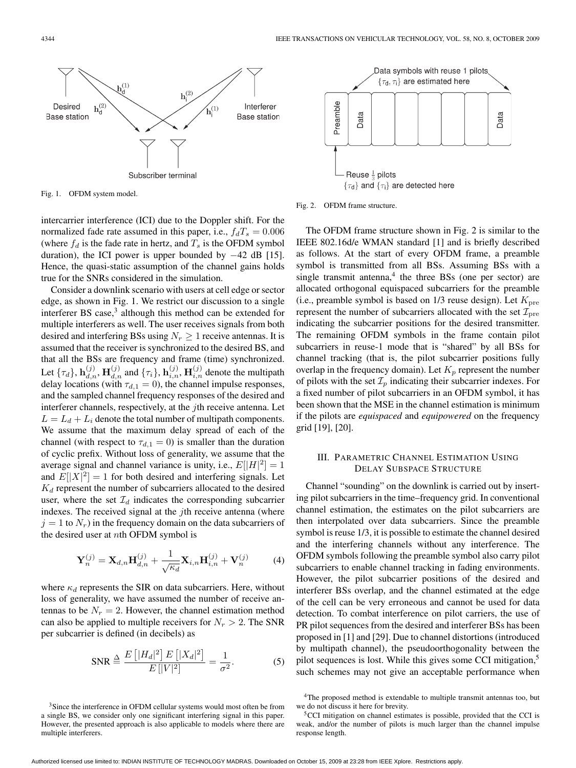Fig. 1. OFDM system model.

intercarrier interference (ICI) due to the Doppler shift. For the normalized fade rate assumed in this paper, i.e., $f_dT_s = 0.006$ (where $f_d$ is the fade rate in hertz, and $T_s$ is the OFDM symbol duration), the ICI power is upper bounded by −42 dB [15]. Hence, the quasi-static assumption of the channel gains holds true for the SNRs considered in the simulation.

Consider a downlink scenario with users at cell edge or sector edge, as shown in Fig. 1. We restrict our discussion to a single interferer BS case,[3] although this method can be extended for multiple interferers as well. The user receives signals from both desired and interfering BSs using $N_r \geq 1$ receive antennas. It is assumed that the receiver is synchronized to the desired BS, and that all the BSs are frequency and frame (time) synchronized. Let $\{\tau_d\}, \mathbf{h}_{d,n}^{(j)}, \mathbf{H}_{d,n}^{(j)}$ and $\{\tau_i\}, \mathbf{h}_{i,n}^{(j)}, \mathbf{H}_{i,n}^{(j)}$ denote the multipath delay locations (with $\tau_{d,1} = 0$), the channel impulse responses, and the sampled channel frequency responses of the desired and interferer channels, respectively, at the $j$th receive antenna. Let $L = L_d + L_i$ denote the total number of multipath components. We assume that the maximum delay spread of each of the channel (with respect to $\tau_{d,1} = 0$) is smaller than the duration of cyclic prefix. Without loss of generality, we assume that the average signal and channel variance is unity, i.e., $E[|H|^2] = 1$ and $E[|X|^2] = 1$ for both desired and interfering signals. Let $K_d$ represent the number of subcarriers allocated to the desired user, where the set $\mathcal{I}_d$ indicates the corresponding subcarrier indexes. The received signal at the $j$th receive antenna (where $j = 1$ to $N_r$) in the frequency domain on the data subcarriers of the desired user at $n$th OFDM symbol is

$$\mathbf{Y}_n^{(j)} = \mathbf{X}_{d,n}\mathbf{H}_{d,n}^{(j)} + \frac{1}{\sqrt{\kappa_d}}\mathbf{X}_{i,n}\mathbf{H}_{i,n}^{(j)} + \mathbf{V}_n^{(j)} \tag{4}$$

where $\kappa_d$ represents the SIR on data subcarriers. Here, without loss of generality, we have assumed the number of receive antennas to be $N_r = 2$. However, the channel estimation method can also be applied to multiple receivers for $N_r > 2$. The SNR per subcarrier is defined (in decibels) as

$$\text{SNR} \triangleq \frac{E\left[|H_d|^2\right] E\left[|X_d|^2\right]}{E\left[|V|^2\right]} = \frac{1}{\sigma^2}. \tag{5}$$

Fig. 2. OFDM frame structure.

The OFDM frame structure shown in Fig. 2 is similar to the IEEE 802.16d/e WMAN standard [1] and is briefly described as follows. At the start of every OFDM frame, a preamble symbol is transmitted from all BSs. Assuming BSs with a single transmit antenna,[4] the three BSs (one per sector) are allocated orthogonal equispaced subcarriers for the preamble (i.e., preamble symbol is based on 1/3 reuse design). Let $K_{\text{pre}}$ represent the number of subcarriers allocated with the set $\mathcal{I}_{\text{pre}}$ indicating the subcarrier positions for the desired transmitter. The remaining OFDM symbols in the frame contain pilot subcarriers in reuse-1 mode that is "shared" by all BSs for channel tracking (that is, the pilot subcarrier positions fully overlap in the frequency domain). Let $K_p$ represent the number of pilots with the set $\mathcal{I}_p$ indicating their subcarrier indexes. For a fixed number of pilot subcarriers in an OFDM symbol, it has been shown that the MSE in the channel estimation is minimum if the pilots are *equispaced* and *equipowered* on the frequency grid [19], [20].

## III. Parametric Channel Estimation Using Delay Subspace Structure

Channel "sounding" on the downlink is carried out by inserting pilot subcarriers in the time–frequency grid. In conventional channel estimation, the estimates on the pilot subcarriers are then interpolated over data subcarriers. Since the preamble symbol is reuse 1/3, it is possible to estimate the channel desired and the interfering channels without any interference. The OFDM symbols following the preamble symbol also carry pilot subcarriers to enable channel tracking in fading environments. However, the pilot subcarrier positions of the desired and interferer BSs overlap, and the channel estimated at the edge of the cell can be very erroneous and cannot be used for data detection. To combat interference on pilot carriers, the use of PR pilot sequences from the desired and interferer BSs has been proposed in [1] and [29]. Due to channel distortions (introduced by multipath channel), the pseudoorthogonality between the pilot sequences is lost. While this gives some CCI mitigation,[5] such schemes may not give an acceptable performance when

[3]Since the interference in OFDM cellular systems would most often be from a single BS, we consider only one significant interfering signal in this paper. However, the presented approach is also applicable to models where there are multiple interferers.

[4]The proposed method is extendable to multiple transmit antennas too, but we do not discuss it here for brevity.

[5]CCI mitigation on channel estimates is possible, provided that the CCI is weak, and/or the number of pilots is much larger than the channel impulse response length.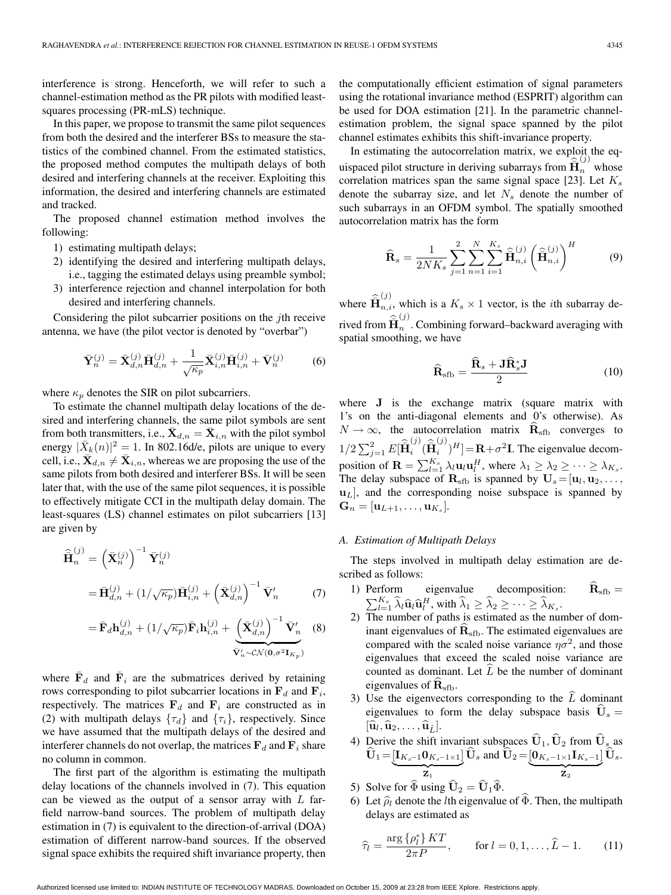interference is strong. Henceforth, we will refer to such a channel-estimation method as the PR pilots with modified least-squares processing (PR-mLS) technique.

In this paper, we propose to transmit the same pilot sequences from both the desired and the interferer BSs to measure the statistics of the combined channel. From the estimated statistics, the proposed method computes the multipath delays of both desired and interfering channels at the receiver. Exploiting this information, the desired and interfering channels are estimated and tracked.

The proposed channel estimation method involves the following:

1) estimating multipath delays;
2) identifying the desired and interfering multipath delays, i.e., tagging the estimated delays using preamble symbol;
3) interference rejection and channel interpolation for both desired and interfering channels.

Considering the pilot subcarrier positions on the $j$th receive antenna, we have (the pilot vector is denoted by "overbar")

$$\bar{\mathbf{Y}}_n^{(j)} = \bar{\mathbf{X}}_{d,n}^{(j)}\bar{\mathbf{H}}_{d,n}^{(j)} + \frac{1}{\sqrt{\kappa_p}}\bar{\mathbf{X}}_{i,n}^{(j)}\bar{\mathbf{H}}_{i,n}^{(j)} + \bar{\mathbf{V}}_n^{(j)} \tag{6}$$

where $\kappa_p$ denotes the SIR on pilot subcarriers.

To estimate the channel multipath delay locations of the desired and interfering channels, the same pilot symbols are sent from both transmitters, i.e., $\bar{\mathbf{X}}_{d,n} = \bar{\mathbf{X}}_{i,n}$ with the pilot symbol energy $|\bar{X}_k(n)|^2 = 1$. In 802.16d/e, pilots are unique to every cell, i.e., $\bar{\mathbf{X}}_{d,n} \neq \bar{\mathbf{X}}_{i,n}$, whereas we are proposing the use of the same pilots from both desired and interferer BSs. It will be seen later that, with the use of the same pilot sequences, it is possible to effectively mitigate CCI in the multipath delay domain. The least-squares (LS) channel estimates on pilot subcarriers [13] are given by

$$\begin{aligned}
\widehat{\bar{\mathbf{H}}}_n^{(j)} &= \left(\bar{\mathbf{X}}_n^{(j)}\right)^{-1}\bar{\mathbf{Y}}_n^{(j)} \\
&= \bar{\mathbf{H}}_{d,n}^{(j)} + (1/\sqrt{\kappa_p})\bar{\mathbf{H}}_{i,n}^{(j)} + \left(\bar{\mathbf{X}}_{d,n}^{(j)}\right)^{-1}\bar{\mathbf{V}}_n' \qquad (7)\\
&= \bar{\mathbf{F}}_d\mathbf{h}_{d,n}^{(j)} + (1/\sqrt{\kappa_p})\bar{\mathbf{F}}_i\mathbf{h}_{i,n}^{(j)} + \underbrace{\left(\bar{\mathbf{X}}_{d,n}^{(j)}\right)^{-1}\bar{\mathbf{V}}_n'}_{\bar{\mathbf{V}}_n' \sim \mathcal{CN}(\mathbf{0},\sigma^2\mathbf{I}_{K_p})} \qquad (8)
\end{aligned}$$

where $\bar{\mathbf{F}}_d$ and $\bar{\mathbf{F}}_i$ are the submatrices derived by retaining rows corresponding to pilot subcarrier locations in $\mathbf{F}_d$ and $\mathbf{F}_i$, respectively. The matrices $\mathbf{F}_d$ and $\mathbf{F}_i$ are constructed as in (2) with multipath delays $\{\tau_d\}$ and $\{\tau_i\}$, respectively. Since we have assumed that the multipath delays of the desired and interferer channels do not overlap, the matrices $\mathbf{F}_d$ and $\mathbf{F}_i$ share no column in common.

The first part of the algorithm is estimating the multipath delay locations of the channels involved in (7). This equation can be viewed as the output of a sensor array with $L$ far-field narrow-band sources. The problem of multipath delay estimation in (7) is equivalent to the direction-of-arrival (DOA) estimation of different narrow-band sources. If the observed signal space exhibits the required shift invariance property, then the computationally efficient estimation of signal parameters using the rotational invariance method (ESPRIT) algorithm can be used for DOA estimation [21]. In the parametric channel-estimation problem, the signal space spanned by the pilot channel estimates exhibits this shift-invariance property.

In estimating the autocorrelation matrix, we exploit the equispaced pilot structure in deriving subarrays from $\widehat{\bar{\mathbf{H}}}_n^{(j)}$ whose correlation matrices span the same signal space [23]. Let $K_s$ denote the subarray size, and let $N_s$ denote the number of such subarrays in an OFDM symbol. The spatially smoothed autocorrelation matrix has the form

$$\widehat{\mathbf{R}}_s = \frac{1}{2NK_s}\sum_{j=1}^{2}\sum_{n=1}^{N}\sum_{i=1}^{K_s}\widehat{\bar{\mathbf{H}}}_{n,i}^{(j)}\left(\widehat{\bar{\mathbf{H}}}_{n,i}^{(j)}\right)^H \tag{9}$$

where $\widehat{\bar{\mathbf{H}}}_{n,i}^{(j)}$, which is a $K_s \times 1$ vector, is the $i$th subarray derived from $\widehat{\bar{\mathbf{H}}}_n^{(j)}$. Combining forward–backward averaging with spatial smoothing, we have

$$\widehat{\mathbf{R}}_{\text{sfb}} = \frac{\widehat{\mathbf{R}}_s + \mathbf{J}\widehat{\mathbf{R}}_s^*\mathbf{J}}{2} \tag{10}$$

where $\mathbf{J}$ is the exchange matrix (square matrix with 1's on the anti-diagonal elements and 0's otherwise). As $N \to \infty$, the autocorrelation matrix $\widehat{\mathbf{R}}_{\text{sfb}}$ converges to $1/2\sum_{j=1}^{2}E[\widehat{\bar{\mathbf{H}}}_i^{(j)}(\widehat{\bar{\mathbf{H}}}_i^{(j)})^H] = \mathbf{R} + \sigma^2\mathbf{I}$. The eigenvalue decomposition of $\mathbf{R} = \sum_{l=1}^{K_s}\lambda_l\mathbf{u}_l\mathbf{u}_l^H$, where $\lambda_1 \geq \lambda_2 \geq \cdots \geq \lambda_{K_s}$. The delay subspace of $\mathbf{R}_{\text{sfb}}$ is spanned by $\mathbf{U}_s = [\mathbf{u}_l, \mathbf{u}_2, \ldots, \mathbf{u}_L]$, and the corresponding noise subspace is spanned by $\mathbf{G}_n = [\mathbf{u}_{L+1}, \ldots, \mathbf{u}_{K_s}]$.

### A. Estimation of Multipath Delays

The steps involved in multipath delay estimation are described as follows:

1) Perform eigenvalue decomposition: $\widehat{\mathbf{R}}_{\text{sfb}} = \sum_{l=1}^{K_s}\widehat{\lambda}_l\widehat{\mathbf{u}}_l\widehat{\mathbf{u}}_l^H$, with $\widehat{\lambda}_1 \geq \widehat{\lambda}_2 \geq \cdots \geq \widehat{\lambda}_{K_s}$.
2) The number of paths is estimated as the number of dominant eigenvalues of $\widehat{\mathbf{R}}_{\text{sfb}}$. The estimated eigenvalues are compared with the scaled noise variance $\eta\sigma^2$, and those eigenvalues that exceed the scaled noise variance are counted as dominant. Let $\widehat{L}$ be the number of dominant eigenvalues of $\widehat{\mathbf{R}}_{\text{sfb}}$.
3) Use the eigenvectors corresponding to the $\widehat{L}$ dominant eigenvalues to form the delay subspace basis $\widehat{\mathbf{U}}_s = [\widehat{\mathbf{u}}_l, \widehat{\mathbf{u}}_2, \ldots, \widehat{\mathbf{u}}_{\widehat{L}}]$.
4) Derive the shift invariant subspaces $\widehat{\mathbf{U}}_1, \widehat{\mathbf{U}}_2$ from $\widehat{\mathbf{U}}_s$ as $\widehat{\mathbf{U}}_1 = \underbrace{[\mathbf{I}_{K_s-1}\mathbf{0}_{K_s-1\times 1}]}_{\mathbf{Z}_1}\widehat{\mathbf{U}}_s$ and $\widehat{\mathbf{U}}_2 = \underbrace{[\mathbf{0}_{K_s-1\times 1}\mathbf{I}_{K_s-1}]}_{\mathbf{Z}_2}\widehat{\mathbf{U}}_s$.
5) Solve for $\widehat{\Phi}$ using $\widehat{\mathbf{U}}_2 = \widehat{\mathbf{U}}_1\widehat{\Phi}$.
6) Let $\widehat{\rho}_l$ denote the $l$th eigenvalue of $\widehat{\Phi}$. Then, the multipath delays are estimated as

$$\widehat{\tau}_l = \frac{\arg\{\rho_l^*\}KT}{2\pi P}, \qquad \text{for } l = 0, 1, \ldots, \widehat{L}-1. \tag{11}$$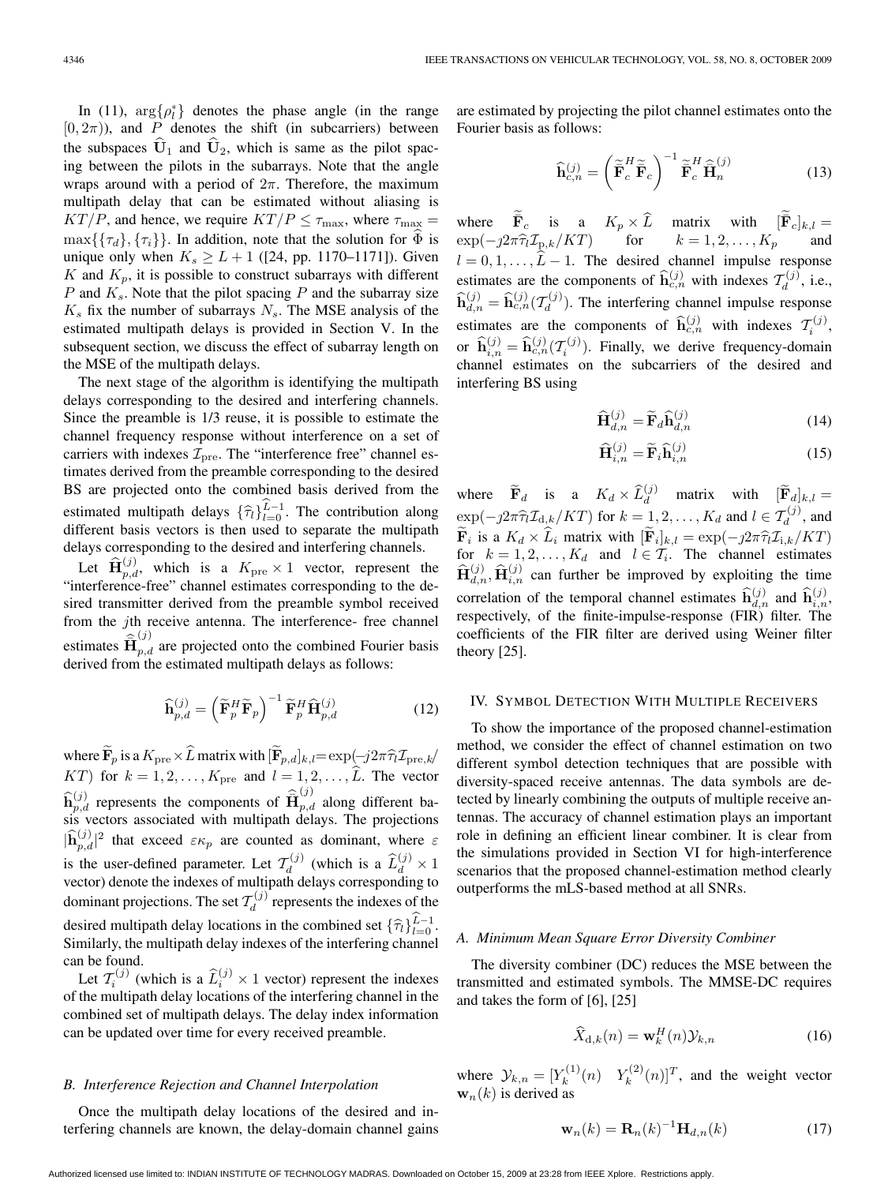In (11), $\arg\{\rho_l^*\}$ denotes the phase angle (in the range $[0, 2\pi)$), and $P$ denotes the shift (in subcarriers) between the subspaces $\widehat{\mathbf{U}}_1$ and $\widehat{\mathbf{U}}_2$, which is same as the pilot spacing between the pilots in the subarrays. Note that the angle wraps around with a period of $2\pi$. Therefore, the maximum multipath delay that can be estimated without aliasing is $KT/P$, and hence, we require $KT/P \leq \tau_{\max}$, where $\tau_{\max} = \max\{\{\tau_d\}, \{\tau_i\}\}$. In addition, note that the solution for $\widehat{\Phi}$ is unique only when $K_s \geq L + 1$ ([24, pp. 1170–1171]). Given $K$ and $K_p$, it is possible to construct subarrays with different $P$ and $K_s$. Note that the pilot spacing $P$ and the subarray size $K_s$ fix the number of subarrays $N_s$. The MSE analysis of the estimated multipath delays is provided in Section V. In the subsequent section, we discuss the effect of subarray length on the MSE of the multipath delays.

The next stage of the algorithm is identifying the multipath delays corresponding to the desired and interfering channels. Since the preamble is 1/3 reuse, it is possible to estimate the channel frequency response without interference on a set of carriers with indexes $\mathcal{I}_{\text{pre}}$. The "interference free" channel estimates derived from the preamble corresponding to the desired BS are projected onto the combined basis derived from the estimated multipath delays $\{\widehat{\tau}_l\}_{l=0}^{\widehat{L}-1}$. The contribution along different basis vectors is then used to separate the multipath delays corresponding to the desired and interfering channels.

Let $\widehat{\mathbf{H}}_{p,d}^{(j)}$, which is a $K_{\text{pre}} \times 1$ vector, represent the "interference-free" channel estimates corresponding to the desired transmitter derived from the preamble symbol received from the $j$th receive antenna. The interference- free channel estimates $\widehat{\widehat{\mathbf{H}}}_{p,d}^{(j)}$ are projected onto the combined Fourier basis derived from the estimated multipath delays as follows:

$$\widehat{\mathbf{h}}_{p,d}^{(j)} = \left(\widetilde{\mathbf{F}}_p^H \widetilde{\mathbf{F}}_p\right)^{-1} \widetilde{\mathbf{F}}_p^H \widehat{\mathbf{H}}_{p,d}^{(j)} \tag{12}$$

where $\widetilde{\mathbf{F}}_p$ is a $K_{\text{pre}} \times \widehat{L}$ matrix with $[\widetilde{\mathbf{F}}_{p,d}]_{k,l} = \exp(-j2\pi\widehat{\tau}_l \mathcal{I}_{\text{pre},k}/KT)$ for $k = 1, 2, \ldots, K_{\text{pre}}$ and $l = 1, 2, \ldots, \widehat{L}$. The vector $\widehat{\mathbf{h}}_{p,d}^{(j)}$ represents the components of $\widehat{\widehat{\mathbf{H}}}_{p,d}^{(j)}$ along different basis vectors associated with multipath delays. The projections $|\widehat{\mathbf{h}}_{p,d}^{(j)}|^2$ that exceed $\varepsilon\kappa_p$ are counted as dominant, where $\varepsilon$ is the user-defined parameter. Let $\mathcal{T}_d^{(j)}$ (which is a $\widehat{L}_d^{(j)} \times 1$ vector) denote the indexes of multipath delays corresponding to dominant projections. The set $\mathcal{T}_d^{(j)}$ represents the indexes of the desired multipath delay locations in the combined set $\{\widehat{\tau}_l\}_{l=0}^{\widehat{L}-1}$. Similarly, the multipath delay indexes of the interfering channel can be found.

Let $\mathcal{T}_i^{(j)}$ (which is a $\widehat{L}_i^{(j)} \times 1$ vector) represent the indexes of the multipath delay locations of the interfering channel in the combined set of multipath delays. The delay index information can be updated over time for every received preamble.

### B. Interference Rejection and Channel Interpolation

Once the multipath delay locations of the desired and interfering channels are known, the delay-domain channel gains are estimated by projecting the pilot channel estimates onto the Fourier basis as follows:

$$\widehat{\mathbf{h}}_{c,n}^{(j)} = \left(\widetilde{\widetilde{\mathbf{F}}}_c^H \widetilde{\widetilde{\mathbf{F}}}_c\right)^{-1} \widetilde{\widetilde{\mathbf{F}}}_c^H \widehat{\widehat{\mathbf{H}}}_n^{(j)} \tag{13}$$

where $\widetilde{\widetilde{\mathbf{F}}}_c$ is a $K_p \times \widehat{L}$ matrix with $[\widetilde{\widetilde{\mathbf{F}}}_c]_{k,l} = \exp(-j2\pi\widehat{\tau}_l \mathcal{I}_{\text{p},k}/KT)$ for $k = 1, 2, \ldots, K_p$ and $l = 0, 1, \ldots, \widehat{L} - 1$. The desired channel impulse response estimates are the components of $\widehat{\mathbf{h}}_{c,n}^{(j)}$ with indexes $\mathcal{T}_d^{(j)}$, i.e., $\widehat{\mathbf{h}}_{d,n}^{(j)} = \widehat{\mathbf{h}}_{c,n}^{(j)}(\mathcal{T}_d^{(j)})$. The interfering channel impulse response estimates are the components of $\widehat{\mathbf{h}}_{c,n}^{(j)}$ with indexes $\mathcal{T}_i^{(j)}$, or $\widehat{\mathbf{h}}_{i,n}^{(j)} = \widehat{\mathbf{h}}_{c,n}^{(j)}(\mathcal{T}_i^{(j)})$. Finally, we derive frequency-domain channel estimates on the subcarriers of the desired and interfering BS using

$$\widehat{\mathbf{H}}_{d,n}^{(j)} = \widetilde{\mathbf{F}}_d \widehat{\mathbf{h}}_{d,n}^{(j)} \tag{14}$$

$$\widehat{\mathbf{H}}_{i,n}^{(j)} = \widetilde{\mathbf{F}}_i \widehat{\mathbf{h}}_{i,n}^{(j)} \tag{15}$$

where $\widetilde{\mathbf{F}}_d$ is a $K_d \times \widehat{L}_d^{(j)}$ matrix with $[\widetilde{\mathbf{F}}_d]_{k,l} = \exp(-j2\pi\widehat{\tau}_l \mathcal{I}_{\text{d},k}/KT)$ for $k = 1, 2, \ldots, K_d$ and $l \in \mathcal{T}_d^{(j)}$, and $\widetilde{\mathbf{F}}_i$ is a $K_d \times \widehat{L}_i$ matrix with $[\widetilde{\mathbf{F}}_i]_{k,l} = \exp(-j2\pi\widehat{\tau}_l \mathcal{I}_{\text{i},k}/KT)$ for $k = 1, 2, \ldots, K_d$ and $l \in \mathcal{T}_i$. The channel estimates $\widehat{\mathbf{H}}_{d,n}^{(j)}, \widehat{\mathbf{H}}_{i,n}^{(j)}$ can further be improved by exploiting the time correlation of the temporal channel estimates $\widehat{\mathbf{h}}_{d,n}^{(j)}$ and $\widehat{\mathbf{h}}_{i,n}^{(j)}$, respectively, of the finite-impulse-response (FIR) filter. The coefficients of the FIR filter are derived using Weiner filter theory [25].

## IV. Symbol Detection With Multiple Receivers

To show the importance of the proposed channel-estimation method, we consider the effect of channel estimation on two different symbol detection techniques that are possible with diversity-spaced receive antennas. The data symbols are detected by linearly combining the outputs of multiple receive antennas. The accuracy of channel estimation plays an important role in defining an efficient linear combiner. It is clear from the simulations provided in Section VI for high-interference scenarios that the proposed channel-estimation method clearly outperforms the mLS-based method at all SNRs.

### A. Minimum Mean Square Error Diversity Combiner

The diversity combiner (DC) reduces the MSE between the transmitted and estimated symbols. The MMSE-DC requires and takes the form of [6], [25]

$$\widehat{X}_{\text{d},k}(n) = \mathbf{w}_k^H(n)\mathcal{Y}_{k,n} \tag{16}$$

where $\mathcal{Y}_{k,n} = [Y_k^{(1)}(n) \quad Y_k^{(2)}(n)]^T$, and the weight vector $\mathbf{w}_n(k)$ is derived as

$$\mathbf{w}_n(k) = \mathbf{R}_n(k)^{-1}\mathbf{H}_{d,n}(k) \tag{17}$$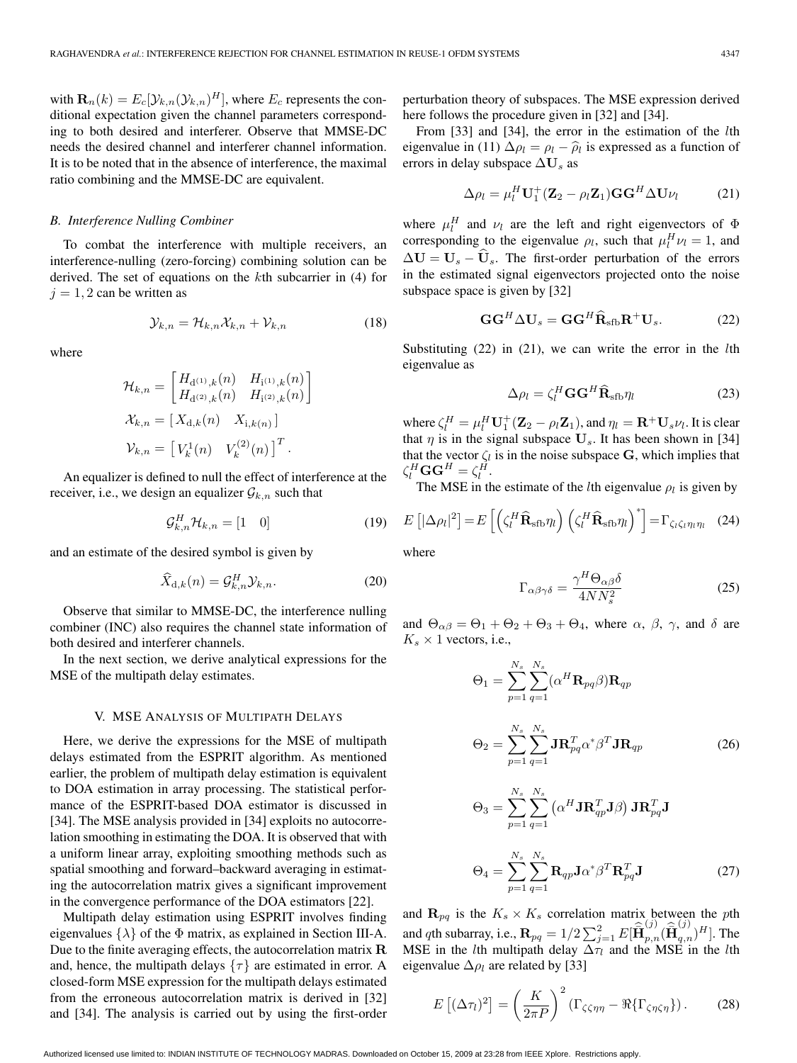with $\mathbf{R}_n(k) = E_c[\mathcal{Y}_{k,n}(\mathcal{Y}_{k,n})^H]$, where $E_c$ represents the conditional expectation given the channel parameters corresponding to both desired and interferer. Observe that MMSE-DC needs the desired channel and interferer channel information. It is to be noted that in the absence of interference, the maximal ratio combining and the MMSE-DC are equivalent.

### B. Interference Nulling Combiner

To combat the interference with multiple receivers, an interference-nulling (zero-forcing) combining solution can be derived. The set of equations on the $k$th subcarrier in (4) for $j = 1, 2$ can be written as

$$\mathcal{Y}_{k,n} = \mathcal{H}_{k,n}\mathcal{X}_{k,n} + \mathcal{V}_{k,n} \tag{18}$$

where

$$\mathcal{H}_{k,n} = \begin{bmatrix} H_{\mathrm{d}^{(1)},k}(n) & H_{\mathrm{i}^{(1)},k}(n) \\ H_{\mathrm{d}^{(2)},k}(n) & H_{\mathrm{i}^{(2)},k}(n) \end{bmatrix}$$

$$\mathcal{X}_{k,n} = [\, X_{\mathrm{d},k}(n) \quad X_{\mathrm{i},k(n)} \,]$$

$$\mathcal{V}_{k,n} = \left[\, V_k^1(n) \quad V_k^{(2)}(n) \,\right]^T.$$

An equalizer is defined to null the effect of interference at the receiver, i.e., we design an equalizer $\mathcal{G}_{k,n}$ such that

$$\mathcal{G}_{k,n}^H \mathcal{H}_{k,n} = [1 \quad 0] \tag{19}$$

and an estimate of the desired symbol is given by

$$\widehat{X}_{\mathrm{d},k}(n) = \mathcal{G}_{k,n}^H \mathcal{Y}_{k,n}. \tag{20}$$

Observe that similar to MMSE-DC, the interference nulling combiner (INC) also requires the channel state information of both desired and interferer channels.

In the next section, we derive analytical expressions for the MSE of the multipath delay estimates.

## V. MSE Analysis of Multipath Delays

Here, we derive the expressions for the MSE of multipath delays estimated from the ESPRIT algorithm. As mentioned earlier, the problem of multipath delay estimation is equivalent to DOA estimation in array processing. The statistical performance of the ESPRIT-based DOA estimator is discussed in [34]. The MSE analysis provided in [34] exploits no autocorrelation smoothing in estimating the DOA. It is observed that with a uniform linear array, exploiting smoothing methods such as spatial smoothing and forward–backward averaging in estimating the autocorrelation matrix gives a significant improvement in the convergence performance of the DOA estimators [22].

Multipath delay estimation using ESPRIT involves finding eigenvalues $\{\lambda\}$ of the $\Phi$ matrix, as explained in Section III-A. Due to the finite averaging effects, the autocorrelation matrix $\mathbf{R}$ and, hence, the multipath delays $\{\tau\}$ are estimated in error. A closed-form MSE expression for the multipath delays estimated from the erroneous autocorrelation matrix is derived in [32] and [34]. The analysis is carried out by using the first-order perturbation theory of subspaces. The MSE expression derived here follows the procedure given in [32] and [34].

From [33] and [34], the error in the estimation of the $l$th eigenvalue in (11) $\Delta\rho_l = \rho_l - \widehat{\rho}_l$ is expressed as a function of errors in delay subspace $\Delta\mathbf{U}_s$ as

$$\Delta\rho_l = \mu_l^H \mathbf{U}_1^+(\mathbf{Z}_2 - \rho_l\mathbf{Z}_1)\mathbf{G}\mathbf{G}^H\Delta\mathbf{U}\nu_l \tag{21}$$

where $\mu_l^H$ and $\nu_l$ are the left and right eigenvectors of $\Phi$ corresponding to the eigenvalue $\rho_l$, such that $\mu_l^H\nu_l = 1$, and $\Delta\mathbf{U} = \mathbf{U}_s - \widehat{\mathbf{U}}_s$. The first-order perturbation of the errors in the estimated signal eigenvectors projected onto the noise subspace space is given by [32]

$$\mathbf{G}\mathbf{G}^H\Delta\mathbf{U}_s = \mathbf{G}\mathbf{G}^H\widehat{\mathbf{R}}_{\mathrm{sfb}}\mathbf{R}^+\mathbf{U}_s. \tag{22}$$

Substituting (22) in (21), we can write the error in the $l$th eigenvalue as

$$\Delta\rho_l = \zeta_l^H\mathbf{G}\mathbf{G}^H\widehat{\mathbf{R}}_{\mathrm{sfb}}\eta_l \tag{23}$$

where $\zeta_l^H = \mu_l^H\mathbf{U}_1^+(\mathbf{Z}_2 - \rho_l\mathbf{Z}_1)$, and $\eta_l = \mathbf{R}^+\mathbf{U}_s\nu_l$. It is clear that $\eta$ is in the signal subspace $\mathbf{U}_s$. It has been shown in [34] that the vector $\zeta_l$ is in the noise subspace $\mathbf{G}$, which implies that $\zeta_l^H\mathbf{G}\mathbf{G}^H = \zeta_l^H$.

The MSE in the estimate of the $l$th eigenvalue $\rho_l$ is given by

$$E\left[|\Delta\rho_l|^2\right] = E\left[\left(\zeta_l^H\widehat{\mathbf{R}}_{\mathrm{sfb}}\eta_l\right)\left(\zeta_l^H\widehat{\mathbf{R}}_{\mathrm{sfb}}\eta_l\right)^*\right] = \Gamma_{\zeta_l\zeta_l\eta_l\eta_l} \tag{24}$$

where

$$\Gamma_{\alpha\beta\gamma\delta} = \frac{\gamma^H\Theta_{\alpha\beta}\delta}{4NN_s^2} \tag{25}$$

and $\Theta_{\alpha\beta} = \Theta_1 + \Theta_2 + \Theta_3 + \Theta_4$, where $\alpha$, $\beta$, $\gamma$, and $\delta$ are $K_s \times 1$ vectors, i.e.,

$$\Theta_1 = \sum_{p=1}^{N_s}\sum_{q=1}^{N_s}(\alpha^H\mathbf{R}_{pq}\beta)\mathbf{R}_{qp}$$

$$\Theta_2 = \sum_{p=1}^{N_s}\sum_{q=1}^{N_s}\mathbf{J}\mathbf{R}_{pq}^T\alpha^*\beta^T\mathbf{J}\mathbf{R}_{qp} \tag{26}$$

$$\Theta_3 = \sum_{p=1}^{N_s}\sum_{q=1}^{N_s}\left(\alpha^H\mathbf{J}\mathbf{R}_{qp}^T\mathbf{J}\beta\right)\mathbf{J}\mathbf{R}_{pq}^T\mathbf{J}$$

$$\Theta_4 = \sum_{p=1}^{N_s}\sum_{q=1}^{N_s}\mathbf{R}_{qp}\mathbf{J}\alpha^*\beta^T\mathbf{R}_{pq}^T\mathbf{J} \tag{27}$$

and $\mathbf{R}_{pq}$ is the $K_s \times K_s$ correlation matrix between the $p$th and $q$th subarray, i.e., $\mathbf{R}_{pq} = 1/2\sum_{j=1}^{2}E[\widehat{\mathbf{H}}_{p,n}^{(j)}(\widehat{\mathbf{H}}_{q,n}^{(j)})^H]$. The MSE in the $l$th multipath delay $\Delta\tau_l$ and the MSE in the $l$th eigenvalue $\Delta\rho_l$ are related by [33]

$$E\left[(\Delta\tau_l)^2\right] = \left(\frac{K}{2\pi P}\right)^2\left(\Gamma_{\zeta\zeta\eta\eta} - \Re\{\Gamma_{\zeta\eta\zeta\eta}\}\right). \tag{28}$$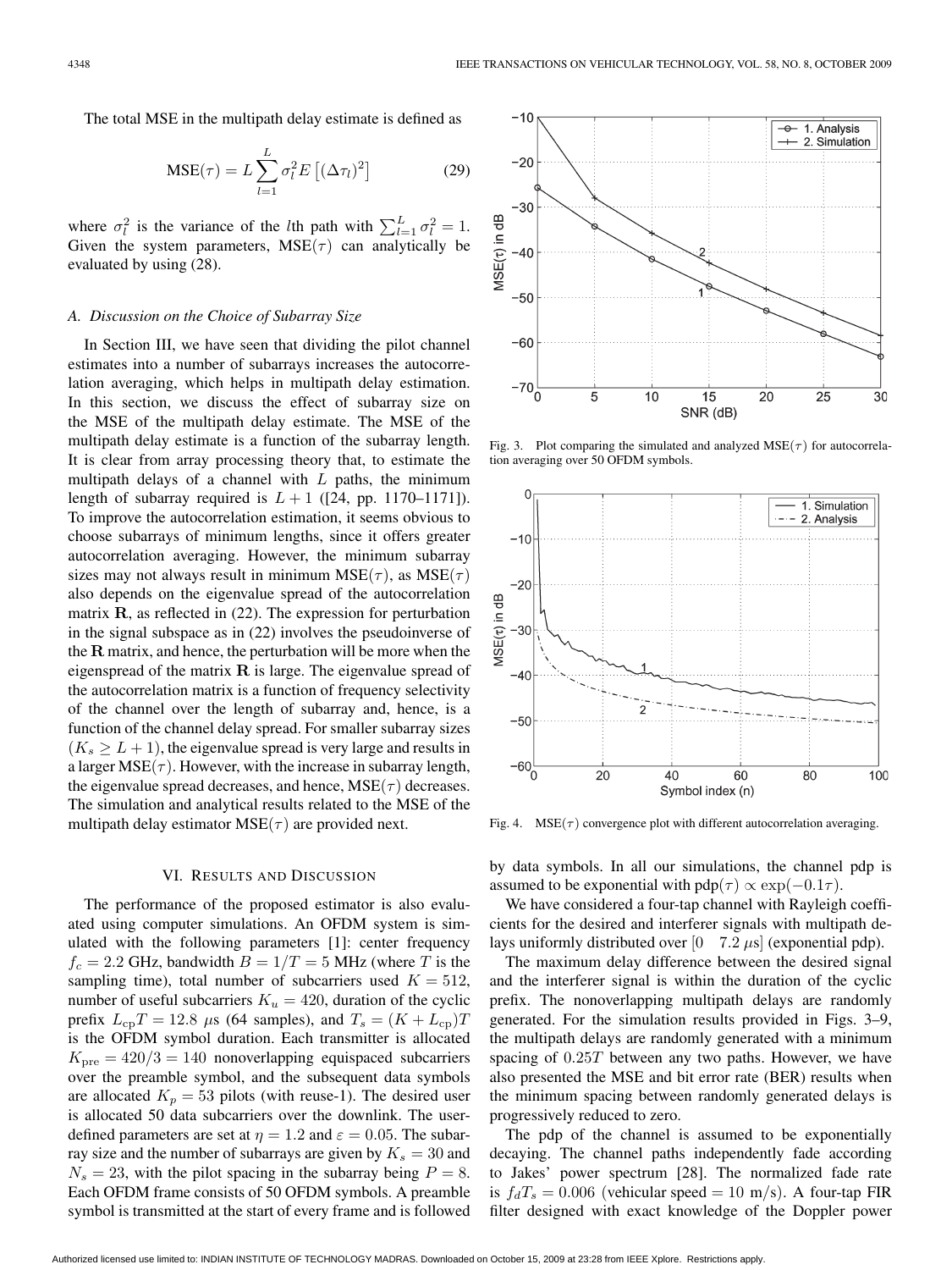The total MSE in the multipath delay estimate is defined as

$$\text{MSE}(\tau) = L \sum_{l=1}^{L} \sigma_l^2 E\left[(\Delta\tau_l)^2\right] \tag{29}$$

where $\sigma_l^2$ is the variance of the $l$th path with $\sum_{l=1}^{L} \sigma_l^2 = 1$. Given the system parameters, $\text{MSE}(\tau)$ can analytically be evaluated by using (28).

### A. Discussion on the Choice of Subarray Size

In Section III, we have seen that dividing the pilot channel estimates into a number of subarrays increases the autocorrelation averaging, which helps in multipath delay estimation. In this section, we discuss the effect of subarray size on the MSE of the multipath delay estimate. The MSE of the multipath delay estimate is a function of the subarray length. It is clear from array processing theory that, to estimate the multipath delays of a channel with $L$ paths, the minimum length of subarray required is $L+1$ ([24, pp. 1170–1171]). To improve the autocorrelation estimation, it seems obvious to choose subarrays of minimum lengths, since it offers greater autocorrelation averaging. However, the minimum subarray sizes may not always result in minimum $\text{MSE}(\tau)$, as $\text{MSE}(\tau)$ also depends on the eigenvalue spread of the autocorrelation matrix $\mathbf{R}$, as reflected in (22). The expression for perturbation in the signal subspace as in (22) involves the pseudoinverse of the $\mathbf{R}$ matrix, and hence, the perturbation will be more when the eigenspread of the matrix $\mathbf{R}$ is large. The eigenvalue spread of the autocorrelation matrix is a function of frequency selectivity of the channel over the length of subarray and, hence, is a function of the channel delay spread. For smaller subarray sizes $(K_s \geq L+1)$, the eigenvalue spread is very large and results in a larger $\text{MSE}(\tau)$. However, with the increase in subarray length, the eigenvalue spread decreases, and hence, $\text{MSE}(\tau)$ decreases. The simulation and analytical results related to the MSE of the multipath delay estimator $\text{MSE}(\tau)$ are provided next.

Fig. 3. Plot comparing the simulated and analyzed $\text{MSE}(\tau)$ for autocorrelation averaging over 50 OFDM symbols.

Fig. 4. $\text{MSE}(\tau)$ convergence plot with different autocorrelation averaging.

## VI. Results and Discussion

The performance of the proposed estimator is also evaluated using computer simulations. An OFDM system is simulated with the following parameters [1]: center frequency $f_c = 2.2$ GHz, bandwidth $B = 1/T = 5$ MHz (where $T$ is the sampling time), total number of subcarriers used $K = 512$, number of useful subcarriers $K_u = 420$, duration of the cyclic prefix $L_{\text{cp}}T = 12.8$ $\mu$s (64 samples), and $T_s = (K + L_{\text{cp}})T$ is the OFDM symbol duration. Each transmitter is allocated $K_{\text{pre}} = 420/3 = 140$ nonoverlapping equispaced subcarriers over the preamble symbol, and the subsequent data symbols are allocated $K_p = 53$ pilots (with reuse-1). The desired user is allocated 50 data subcarriers over the downlink. The user-defined parameters are set at $\eta = 1.2$ and $\varepsilon = 0.05$. The subarray size and the number of subarrays are given by $K_s = 30$ and $N_s = 23$, with the pilot spacing in the subarray being $P = 8$. Each OFDM frame consists of 50 OFDM symbols. A preamble symbol is transmitted at the start of every frame and is followed by data symbols. In all our simulations, the channel pdp is assumed to be exponential with $\text{pdp}(\tau) \propto \exp(-0.1\tau)$.

We have considered a four-tap channel with Rayleigh coefficients for the desired and interferer signals with multipath delays uniformly distributed over $[0 \quad 7.2\ \mu\text{s}]$ (exponential pdp).

The maximum delay difference between the desired signal and the interferer signal is within the duration of the cyclic prefix. The nonoverlapping multipath delays are randomly generated. For the simulation results provided in Figs. 3–9, the multipath delays are randomly generated with a minimum spacing of $0.25T$ between any two paths. However, we have also presented the MSE and bit error rate (BER) results when the minimum spacing between randomly generated delays is progressively reduced to zero.

The pdp of the channel is assumed to be exponentially decaying. The channel paths independently fade according to Jakes' power spectrum [28]. The normalized fade rate is $f_d T_s = 0.006$ (vehicular speed $= 10$ m/s). A four-tap FIR filter designed with exact knowledge of the Doppler power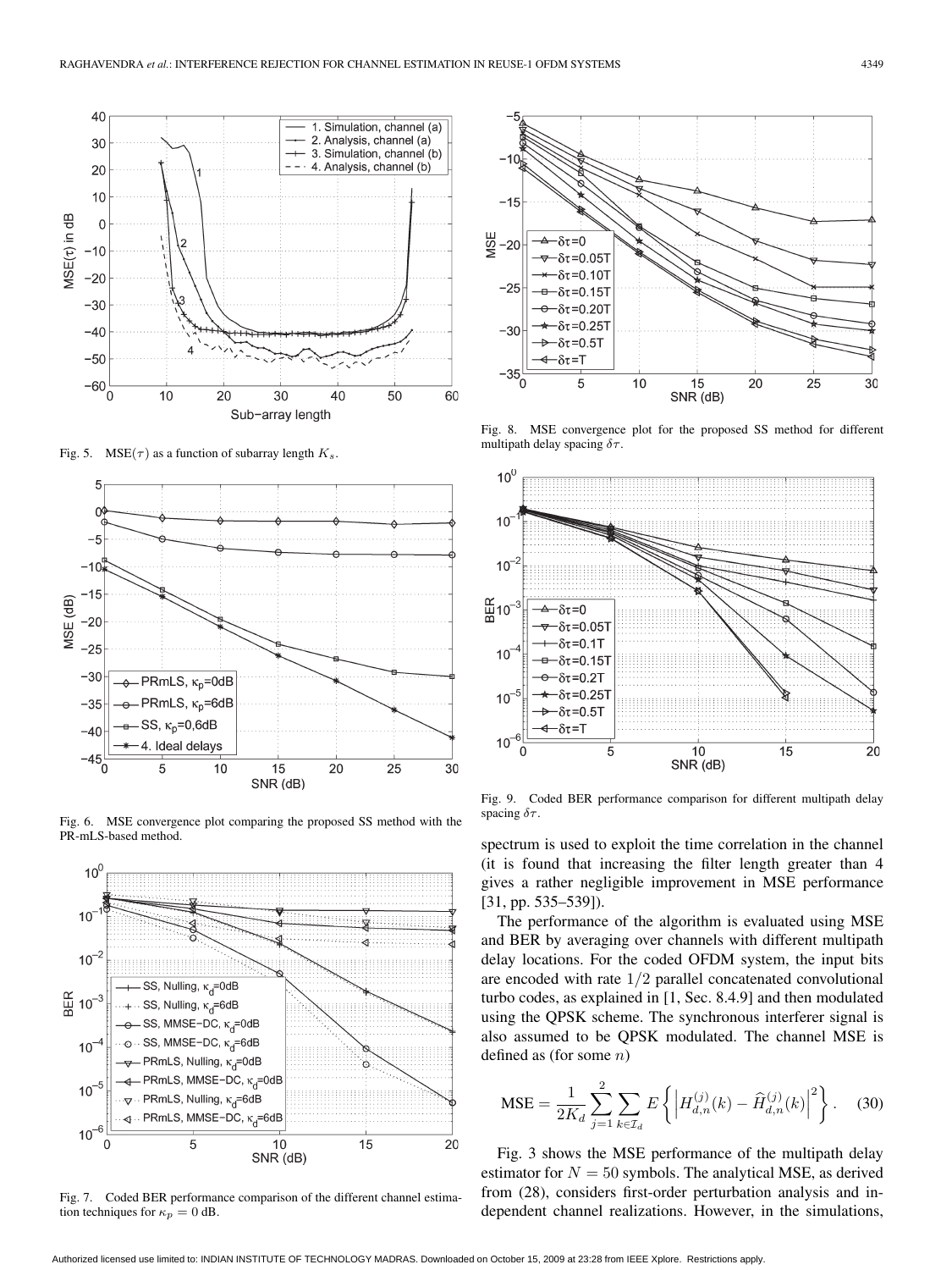Fig. 5. $\text{MSE}(\tau)$ as a function of subarray length $K_s$.

Fig. 6. MSE convergence plot comparing the proposed SS method with the PR-mLS-based method.

Fig. 7. Coded BER performance comparison of the different channel estimation techniques for $\kappa_p = 0$ dB.

Fig. 8. MSE convergence plot for the proposed SS method for different multipath delay spacing $\delta\tau$.

Fig. 9. Coded BER performance comparison for different multipath delay spacing $\delta\tau$.

spectrum is used to exploit the time correlation in the channel (it is found that increasing the filter length greater than 4 gives a rather negligible improvement in MSE performance [31, pp. 535–539]).

The performance of the algorithm is evaluated using MSE and BER by averaging over channels with different multipath delay locations. For the coded OFDM system, the input bits are encoded with rate $1/2$ parallel concatenated convolutional turbo codes, as explained in [1, Sec. 8.4.9] and then modulated using the QPSK scheme. The synchronous interferer signal is also assumed to be QPSK modulated. The channel MSE is defined as (for some $n$)

$$\text{MSE} = \frac{1}{2K_d} \sum_{j=1}^{2} \sum_{k \in \mathcal{I}_d} E\left\{ \left| H_{d,n}^{(j)}(k) - \widehat{H}_{d,n}^{(j)}(k) \right|^2 \right\}. \quad (30)$$

Fig. 3 shows the MSE performance of the multipath delay estimator for $N = 50$ symbols. The analytical MSE, as derived from (28), considers first-order perturbation analysis and independent channel realizations. However, in the simulations,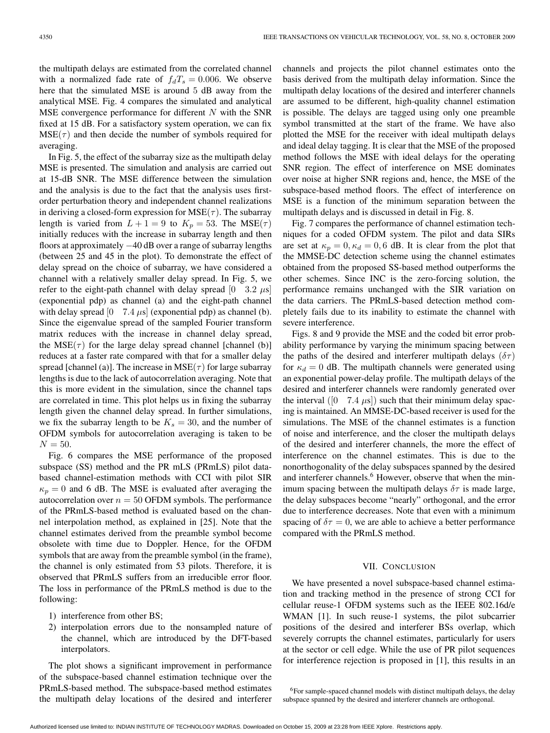the multipath delays are estimated from the correlated channel with a normalized fade rate of $f_d T_s = 0.006$. We observe here that the simulated MSE is around 5 dB away from the analytical MSE. Fig. 4 compares the simulated and analytical MSE convergence performance for different $N$ with the SNR fixed at 15 dB. For a satisfactory system operation, we can fix $\text{MSE}(\tau)$ and then decide the number of symbols required for averaging.

In Fig. 5, the effect of the subarray size as the multipath delay MSE is presented. The simulation and analysis are carried out at 15-dB SNR. The MSE difference between the simulation and the analysis is due to the fact that the analysis uses first-order perturbation theory and independent channel realizations in deriving a closed-form expression for $\text{MSE}(\tau)$. The subarray length is varied from $L+1=9$ to $K_p = 53$. The $\text{MSE}(\tau)$ initially reduces with the increase in subarray length and then floors at approximately $-40$ dB over a range of subarray lengths (between 25 and 45 in the plot). To demonstrate the effect of delay spread on the choice of subarray, we have considered a channel with a relatively smaller delay spread. In Fig. 5, we refer to the eight-path channel with delay spread $[0 \quad 3.2\ \mu s]$ (exponential pdp) as channel (a) and the eight-path channel with delay spread $[0 \quad 7.4\ \mu s]$ (exponential pdp) as channel (b). Since the eigenvalue spread of the sampled Fourier transform matrix reduces with the increase in channel delay spread, the $\text{MSE}(\tau)$ for the large delay spread channel [channel (b)] reduces at a faster rate compared with that for a smaller delay spread [channel (a)]. The increase in $\text{MSE}(\tau)$ for large subarray lengths is due to the lack of autocorrelation averaging. Note that this is more evident in the simulation, since the channel taps are correlated in time. This plot helps us in fixing the subarray length given the channel delay spread. In further simulations, we fix the subarray length to be $K_s = 30$, and the number of OFDM symbols for autocorrelation averaging is taken to be $N = 50$.

Fig. 6 compares the MSE performance of the proposed subspace (SS) method and the PR mLS (PRmLS) pilot data-based channel-estimation methods with CCI with pilot SIR $\kappa_p = 0$ and 6 dB. The MSE is evaluated after averaging the autocorrelation over $n = 50$ OFDM symbols. The performance of the PRmLS-based method is evaluated based on the channel interpolation method, as explained in [25]. Note that the channel estimates derived from the preamble symbol become obsolete with time due to Doppler. Hence, for the OFDM symbols that are away from the preamble symbol (in the frame), the channel is only estimated from 53 pilots. Therefore, it is observed that PRmLS suffers from an irreducible error floor. The loss in performance of the PRmLS method is due to the following:

1) interference from other BS;
2) interpolation errors due to the nonsampled nature of the channel, which are introduced by the DFT-based interpolators.

The plot shows a significant improvement in performance of the subspace-based channel estimation technique over the PRmLS-based method. The subspace-based method estimates the multipath delay locations of the desired and interferer channels and projects the pilot channel estimates onto the basis derived from the multipath delay information. Since the multipath delay locations of the desired and interferer channels are assumed to be different, high-quality channel estimation is possible. The delays are tagged using only one preamble symbol transmitted at the start of the frame. We have also plotted the MSE for the receiver with ideal multipath delays and ideal delay tagging. It is clear that the MSE of the proposed method follows the MSE with ideal delays for the operating SNR region. The effect of interference on MSE dominates over noise at higher SNR regions and, hence, the MSE of the subspace-based method floors. The effect of interference on MSE is a function of the minimum separation between the multipath delays and is discussed in detail in Fig. 8.

Fig. 7 compares the performance of channel estimation techniques for a coded OFDM system. The pilot and data SIRs are set at $\kappa_p = 0, \kappa_d = 0, 6$ dB. It is clear from the plot that the MMSE-DC detection scheme using the channel estimates obtained from the proposed SS-based method outperforms the other schemes. Since INC is the zero-forcing solution, the performance remains unchanged with the SIR variation on the data carriers. The PRmLS-based detection method completely fails due to its inability to estimate the channel with severe interference.

Figs. 8 and 9 provide the MSE and the coded bit error probability performance by varying the minimum spacing between the paths of the desired and interferer multipath delays ($\delta\tau$) for $\kappa_d = 0$ dB. The multipath channels were generated using an exponential power-delay profile. The multipath delays of the desired and interferer channels were randomly generated over the interval ($[0 \quad 7.4\ \mu s]$) such that their minimum delay spacing is maintained. An MMSE-DC-based receiver is used for the simulations. The MSE of the channel estimates is a function of noise and interference, and the closer the multipath delays of the desired and interferer channels, the more the effect of interference on the channel estimates. This is due to the nonorthogonality of the delay subspaces spanned by the desired and interferer channels.[6] However, observe that when the minimum spacing between the multipath delays $\delta\tau$ is made large, the delay subspaces become "nearly" orthogonal, and the error due to interference decreases. Note that even with a minimum spacing of $\delta\tau = 0$, we are able to achieve a better performance compared with the PRmLS method.

## VII. Conclusion

We have presented a novel subspace-based channel estimation and tracking method in the presence of strong CCI for cellular reuse-1 OFDM systems such as the IEEE 802.16d/e WMAN [1]. In such reuse-1 systems, the pilot subcarrier positions of the desired and interferer BSs overlap, which severely corrupts the channel estimates, particularly for users at the sector or cell edge. While the use of PR pilot sequences for interference rejection is proposed in [1], this results in an

[6]For sample-spaced channel models with distinct multipath delays, the delay subspace spanned by the desired and interferer channels are orthogonal.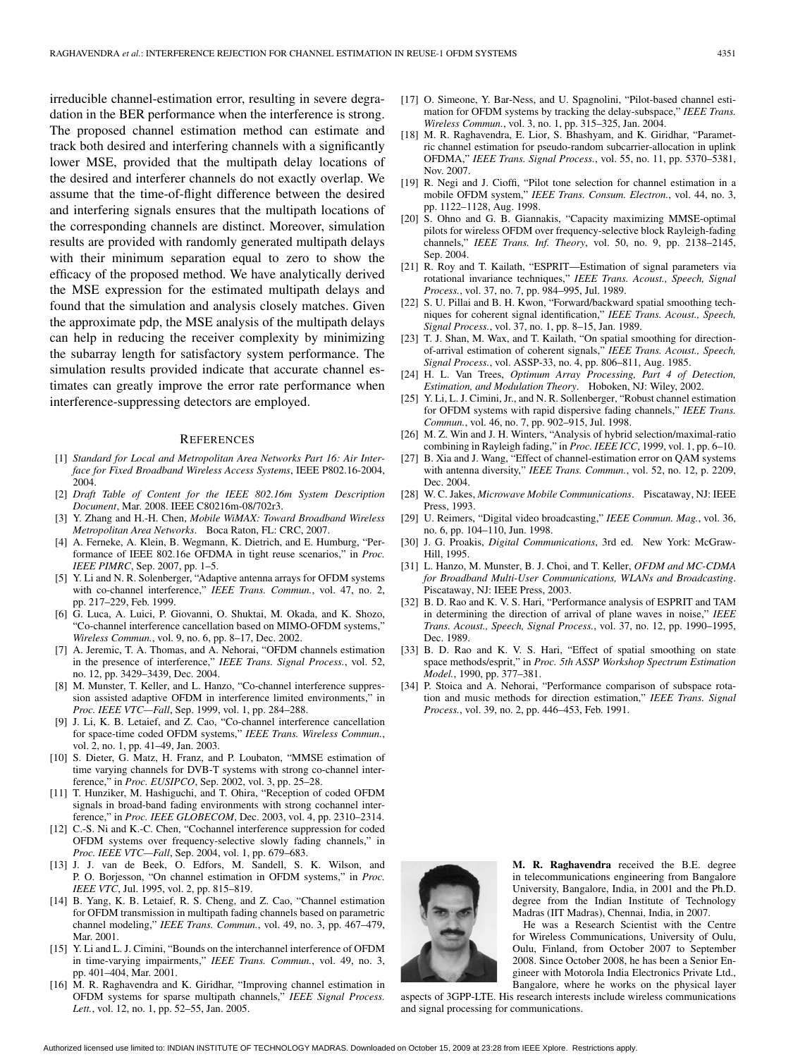irreducible channel-estimation error, resulting in severe degradation in the BER performance when the interference is strong. The proposed channel estimation method can estimate and track both desired and interfering channels with a significantly lower MSE, provided that the multipath delay locations of the desired and interferer channels do not exactly overlap. We assume that the time-of-flight difference between the desired and interfering signals ensures that the multipath locations of the corresponding channels are distinct. Moreover, simulation results are provided with randomly generated multipath delays with their minimum separation equal to zero to show the efficacy of the proposed method. We have analytically derived the MSE expression for the estimated multipath delays and found that the simulation and analysis closely matches. Given the approximate pdp, the MSE analysis of the multipath delays can help in reducing the receiver complexity by minimizing the subarray length for satisfactory system performance. The simulation results provided indicate that accurate channel estimates can greatly improve the error rate performance when interference-suppressing detectors are employed.

## REFERENCES

[1] *Standard for Local and Metropolitan Area Networks Part 16: Air Interface for Fixed Broadband Wireless Access Systems*, IEEE P802.16-2004, 2004.

[2] *Draft Table of Content for the IEEE 802.16m System Description Document*, Mar. 2008. IEEE C80216m-08/702r3.

[3] Y. Zhang and H.-H. Chen, *Mobile WiMAX: Toward Broadband Wireless Metropolitan Area Networks*. Boca Raton, FL: CRC, 2007.

[4] A. Ferneke, A. Klein, B. Wegmann, K. Dietrich, and E. Humburg, "Performance of IEEE 802.16e OFDMA in tight reuse scenarios," in *Proc. IEEE PIMRC*, Sep. 2007, pp. 1–5.

[5] Y. Li and N. R. Solenberger, "Adaptive antenna arrays for OFDM systems with co-channel interference," *IEEE Trans. Commun.*, vol. 47, no. 2, pp. 217–229, Feb. 1999.

[6] G. Luca, A. Luici, P. Giovanni, O. Shuktai, M. Okada, and K. Shozo, "Co-channel interference cancellation based on MIMO-OFDM systems," *Wireless Commun.*, vol. 9, no. 6, pp. 8–17, Dec. 2002.

[7] A. Jeremic, T. A. Thomas, and A. Nehorai, "OFDM channels estimation in the presence of interference," *IEEE Trans. Signal Process.*, vol. 52, no. 12, pp. 3429–3439, Dec. 2004.

[8] M. Munster, T. Keller, and L. Hanzo, "Co-channel interference suppression assisted adaptive OFDM in interference limited environments," in *Proc. IEEE VTC—Fall*, Sep. 1999, vol. 1, pp. 284–288.

[9] J. Li, K. B. Letaief, and Z. Cao, "Co-channel interference cancellation for space-time coded OFDM systems," *IEEE Trans. Wireless Commun.*, vol. 2, no. 1, pp. 41–49, Jan. 2003.

[10] S. Dieter, G. Matz, H. Franz, and P. Loubaton, "MMSE estimation of time varying channels for DVB-T systems with strong co-channel interference," in *Proc. EUSIPCO*, Sep. 2002, vol. 3, pp. 25–28.

[11] T. Hunziker, M. Hashiguchi, and T. Ohira, "Reception of coded OFDM signals in broad-band fading environments with strong cochannel interference," in *Proc. IEEE GLOBECOM*, Dec. 2003, vol. 4, pp. 2310–2314.

[12] C.-S. Ni and K.-C. Chen, "Cochannel interference suppression for coded OFDM systems over frequency-selective slowly fading channels," in *Proc. IEEE VTC—Fall*, Sep. 2004, vol. 1, pp. 679–683.

[13] J. J. van de Beek, O. Edfors, M. Sandell, S. K. Wilson, and P. O. Borjesson, "On channel estimation in OFDM systems," in *Proc. IEEE VTC*, Jul. 1995, vol. 2, pp. 815–819.

[14] B. Yang, K. B. Letaief, R. S. Cheng, and Z. Cao, "Channel estimation for OFDM transmission in multipath fading channels based on parametric channel modeling," *IEEE Trans. Commun.*, vol. 49, no. 3, pp. 467–479, Mar. 2001.

[15] Y. Li and L. J. Cimini, "Bounds on the interchannel interference of OFDM in time-varying impairments," *IEEE Trans. Commun.*, vol. 49, no. 3, pp. 401–404, Mar. 2001.

[16] M. R. Raghavendra and K. Giridhar, "Improving channel estimation in OFDM systems for sparse multipath channels," *IEEE Signal Process. Lett.*, vol. 12, no. 1, pp. 52–55, Jan. 2005.

[17] O. Simeone, Y. Bar-Ness, and U. Spagnolini, "Pilot-based channel estimation for OFDM systems by tracking the delay-subspace," *IEEE Trans. Wireless Commun.*, vol. 3, no. 1, pp. 315–325, Jan. 2004.

[18] M. R. Raghavendra, E. Lior, S. Bhashyam, and K. Giridhar, "Parametric channel estimation for pseudo-random subcarrier-allocation in uplink OFDMA," *IEEE Trans. Signal Process.*, vol. 55, no. 11, pp. 5370–5381, Nov. 2007.

[19] R. Negi and J. Cioffi, "Pilot tone selection for channel estimation in a mobile OFDM system," *IEEE Trans. Consum. Electron.*, vol. 44, no. 3, pp. 1122–1128, Aug. 1998.

[20] S. Ohno and G. B. Giannakis, "Capacity maximizing MMSE-optimal pilots for wireless OFDM over frequency-selective block Rayleigh-fading channels," *IEEE Trans. Inf. Theory*, vol. 50, no. 9, pp. 2138–2145, Sep. 2004.

[21] R. Roy and T. Kailath, "ESPRIT—Estimation of signal parameters via rotational invariance techniques," *IEEE Trans. Acoust., Speech, Signal Process.*, vol. 37, no. 7, pp. 984–995, Jul. 1989.

[22] S. U. Pillai and B. H. Kwon, "Forward/backward spatial smoothing techniques for coherent signal identification," *IEEE Trans. Acoust., Speech, Signal Process.*, vol. 37, no. 1, pp. 8–15, Jan. 1989.

[23] T. J. Shan, M. Wax, and T. Kailath, "On spatial smoothing for direction-of-arrival estimation of coherent signals," *IEEE Trans. Acoust., Speech, Signal Process.*, vol. ASSP-33, no. 4, pp. 806–811, Aug. 1985.

[24] H. L. Van Trees, *Optimum Array Processing, Part 4 of Detection, Estimation, and Modulation Theory*. Hoboken, NJ: Wiley, 2002.

[25] Y. Li, L. J. Cimini, Jr., and N. R. Sollenberger, "Robust channel estimation for OFDM systems with rapid dispersive fading channels," *IEEE Trans. Commun.*, vol. 46, no. 7, pp. 902–915, Jul. 1998.

[26] M. Z. Win and J. H. Winters, "Analysis of hybrid selection/maximal-ratio combining in Rayleigh fading," in *Proc. IEEE ICC*, 1999, vol. 1, pp. 6–10.

[27] B. Xia and J. Wang, "Effect of channel-estimation error on QAM systems with antenna diversity," *IEEE Trans. Commun.*, vol. 52, no. 12, p. 2209, Dec. 2004.

[28] W. C. Jakes, *Microwave Mobile Communications*. Piscataway, NJ: IEEE Press, 1993.

[29] U. Reimers, "Digital video broadcasting," *IEEE Commun. Mag.*, vol. 36, no. 6, pp. 104–110, Jun. 1998.

[30] J. G. Proakis, *Digital Communications*, 3rd ed. New York: McGraw-Hill, 1995.

[31] L. Hanzo, M. Munster, B. J. Choi, and T. Keller, *OFDM and MC-CDMA for Broadband Multi-User Communications, WLANs and Broadcasting*. Piscataway, NJ: IEEE Press, 2003.

[32] B. D. Rao and K. V. S. Hari, "Performance analysis of ESPRIT and TAM in determining the direction of arrival of plane waves in noise," *IEEE Trans. Acoust., Speech, Signal Process.*, vol. 37, no. 12, pp. 1990–1995, Dec. 1989.

[33] B. D. Rao and K. V. S. Hari, "Effect of spatial smoothing on state space methods/esprit," in *Proc. 5th ASSP Workshop Spectrum Estimation Model.*, 1990, pp. 377–381.

[34] P. Stoica and A. Nehorai, "Performance comparison of subspace rotation and music methods for direction estimation," *IEEE Trans. Signal Process.*, vol. 39, no. 2, pp. 446–453, Feb. 1991.

**M. R. Raghavendra** received the B.E. degree in telecommunications engineering from Bangalore University, Bangalore, India, in 2001 and the Ph.D. degree from the Indian Institute of Technology Madras (IIT Madras), Chennai, India, in 2007.

He was a Research Scientist with the Centre for Wireless Communications, University of Oulu, Oulu, Finland, from October 2007 to September 2008. Since October 2008, he has been a Senior Engineer with Motorola India Electronics Private Ltd., Bangalore, where he works on the physical layer aspects of 3GPP-LTE. His research interests include wireless communications and signal processing for communications.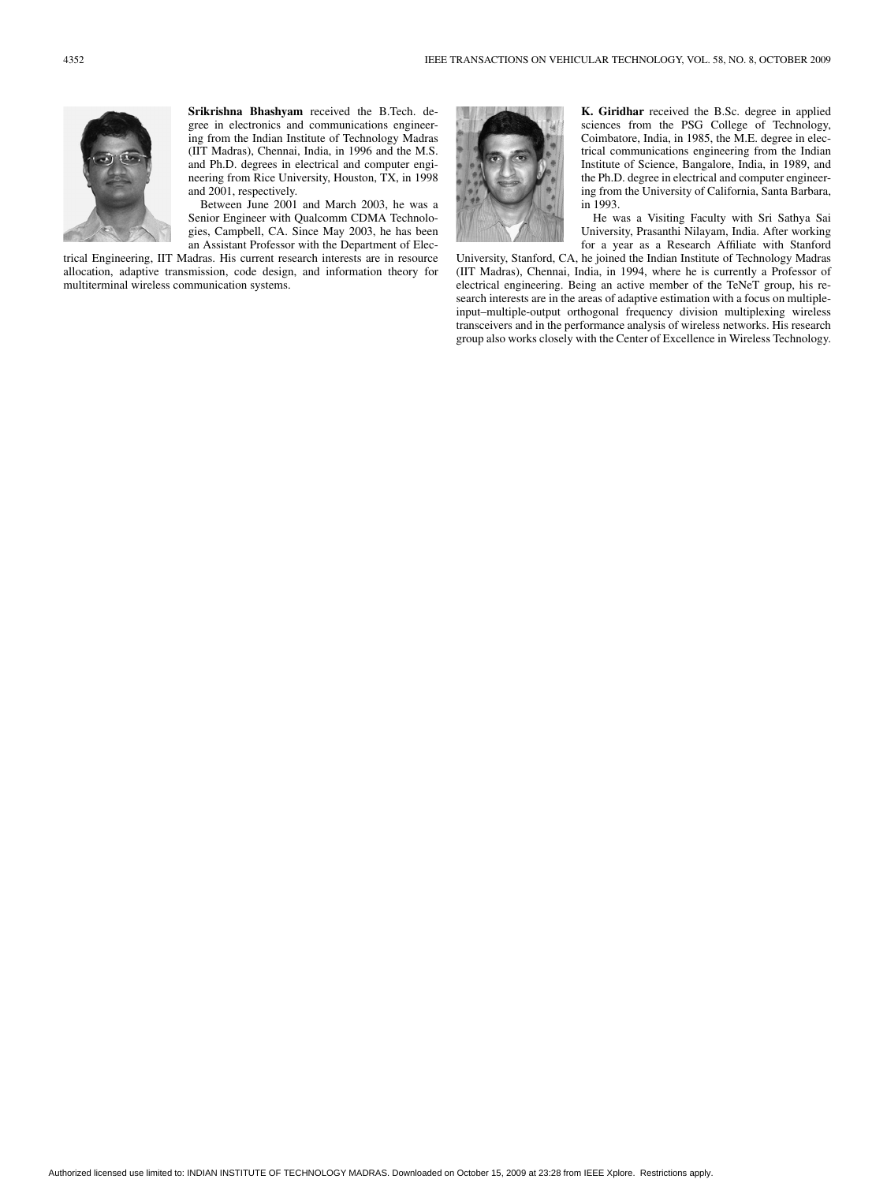**Srikrishna Bhashyam** received the B.Tech. degree in electronics and communications engineering from the Indian Institute of Technology Madras (IIT Madras), Chennai, India, in 1996 and the M.S. and Ph.D. degrees in electrical and computer engineering from Rice University, Houston, TX, in 1998 and 2001, respectively.

Between June 2001 and March 2003, he was a Senior Engineer with Qualcomm CDMA Technologies, Campbell, CA. Since May 2003, he has been an Assistant Professor with the Department of Electrical Engineering, IIT Madras. His current research interests are in resource allocation, adaptive transmission, code design, and information theory for multiterminal wireless communication systems.

**K. Giridhar** received the B.Sc. degree in applied sciences from the PSG College of Technology, Coimbatore, India, in 1985, the M.E. degree in electrical communications engineering from the Indian Institute of Science, Bangalore, India, in 1989, and the Ph.D. degree in electrical and computer engineering from the University of California, Santa Barbara, in 1993.

He was a Visiting Faculty with Sri Sathya Sai University, Prasanthi Nilayam, India. After working for a year as a Research Affiliate with Stanford University, Stanford, CA, he joined the Indian Institute of Technology Madras (IIT Madras), Chennai, India, in 1994, where he is currently a Professor of electrical engineering. Being an active member of the TeNeT group, his research interests are in the areas of adaptive estimation with a focus on multiple-input–multiple-output orthogonal frequency division multiplexing wireless transceivers and in the performance analysis of wireless networks. His research group also works closely with the Center of Excellence in Wireless Technology.